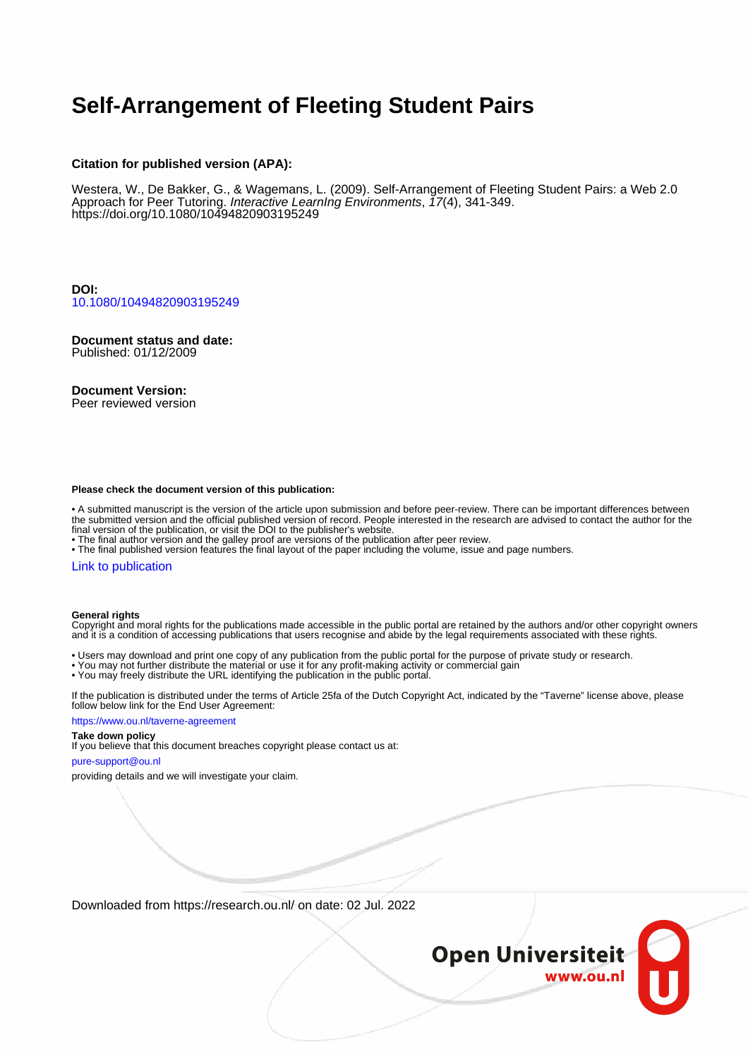# Self-Arrangement of Fleeting Student Pairs

**Citation for published version (APA):**

Westera, W., De Bakker, G., & Wagemans, L. (2009). Self-Arrangement of Fleeting Student Pairs: a Web 2.0 Approach for Peer Tutoring. *Interactive LearnIng Environments*, *17*(4), 341-349. https://doi.org/10.1080/10494820903195249

**DOI:**
10.1080/10494820903195249

**Document status and date:**
Published: 01/12/2009

**Document Version:**
Peer reviewed version

**Please check the document version of this publication:**

• A submitted manuscript is the version of the article upon submission and before peer-review. There can be important differences between the submitted version and the official published version of record. People interested in the research are advised to contact the author for the final version of the publication, or visit the DOI to the publisher's website.
• The final author version and the galley proof are versions of the publication after peer review.
• The final published version features the final layout of the paper including the volume, issue and page numbers.

Link to publication

**General rights**
Copyright and moral rights for the publications made accessible in the public portal are retained by the authors and/or other copyright owners and it is a condition of accessing publications that users recognise and abide by the legal requirements associated with these rights.

• Users may download and print one copy of any publication from the public portal for the purpose of private study or research.
• You may not further distribute the material or use it for any profit-making activity or commercial gain
• You may freely distribute the URL identifying the publication in the public portal.

If the publication is distributed under the terms of Article 25fa of the Dutch Copyright Act, indicated by the "Taverne" license above, please follow below link for the End User Agreement:

https://www.ou.nl/taverne-agreement

**Take down policy**
If you believe that this document breaches copyright please contact us at:

pure-support@ou.nl

providing details and we will investigate your claim.

Downloaded from https://research.ou.nl/ on date: 02 Jul. 2022

Open Universiteit
www.ou.nl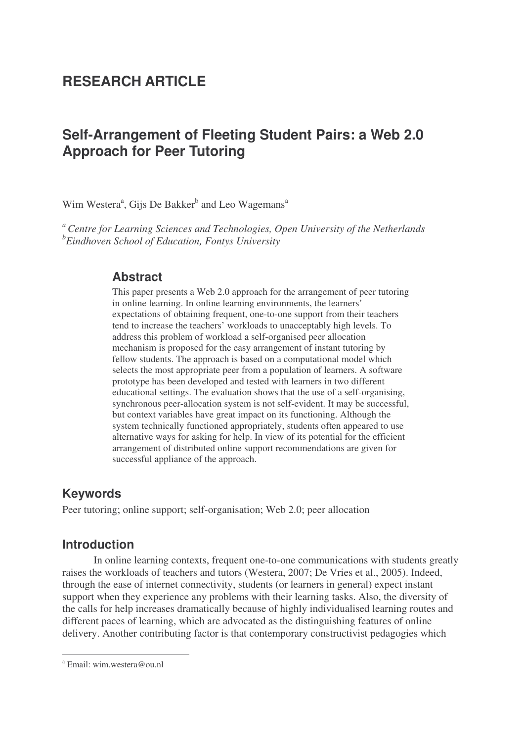# RESEARCH ARTICLE

## Self-Arrangement of Fleeting Student Pairs: a Web 2.0 Approach for Peer Tutoring

Wim Westera[a], Gijs De Bakker[b] and Leo Wagemans[a]

[a] *Centre for Learning Sciences and Technologies, Open University of the Netherlands*
[b] *Eindhoven School of Education, Fontys University*

### Abstract

This paper presents a Web 2.0 approach for the arrangement of peer tutoring in online learning. In online learning environments, the learners' expectations of obtaining frequent, one-to-one support from their teachers tend to increase the teachers' workloads to unacceptably high levels. To address this problem of workload a self-organised peer allocation mechanism is proposed for the easy arrangement of instant tutoring by fellow students. The approach is based on a computational model which selects the most appropriate peer from a population of learners. A software prototype has been developed and tested with learners in two different educational settings. The evaluation shows that the use of a self-organising, synchronous peer-allocation system is not self-evident. It may be successful, but context variables have great impact on its functioning. Although the system technically functioned appropriately, students often appeared to use alternative ways for asking for help. In view of its potential for the efficient arrangement of distributed online support recommendations are given for successful appliance of the approach.

## Keywords

Peer tutoring; online support; self-organisation; Web 2.0; peer allocation

## Introduction

In online learning contexts, frequent one-to-one communications with students greatly raises the workloads of teachers and tutors (Westera, 2007; De Vries et al., 2005). Indeed, through the ease of internet connectivity, students (or learners in general) expect instant support when they experience any problems with their learning tasks. Also, the diversity of the calls for help increases dramatically because of highly individualised learning routes and different paces of learning, which are advocated as the distinguishing features of online delivery. Another contributing factor is that contemporary constructivist pedagogies which

[a] Email: wim.westera@ou.nl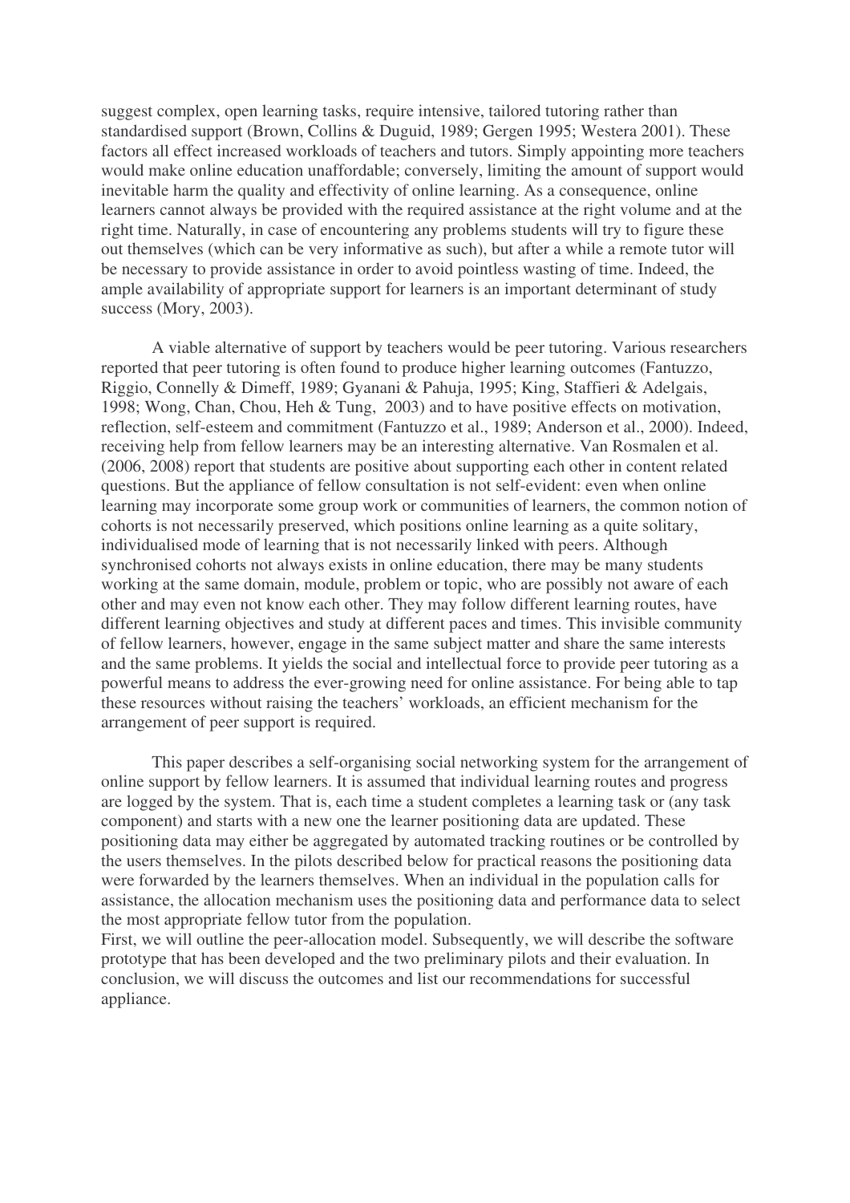suggest complex, open learning tasks, require intensive, tailored tutoring rather than standardised support (Brown, Collins & Duguid, 1989; Gergen 1995; Westera 2001). These factors all effect increased workloads of teachers and tutors. Simply appointing more teachers would make online education unaffordable; conversely, limiting the amount of support would inevitable harm the quality and effectivity of online learning. As a consequence, online learners cannot always be provided with the required assistance at the right volume and at the right time. Naturally, in case of encountering any problems students will try to figure these out themselves (which can be very informative as such), but after a while a remote tutor will be necessary to provide assistance in order to avoid pointless wasting of time. Indeed, the ample availability of appropriate support for learners is an important determinant of study success (Mory, 2003).

A viable alternative of support by teachers would be peer tutoring. Various researchers reported that peer tutoring is often found to produce higher learning outcomes (Fantuzzo, Riggio, Connelly & Dimeff, 1989; Gyanani & Pahuja, 1995; King, Staffieri & Adelgais, 1998; Wong, Chan, Chou, Heh & Tung, 2003) and to have positive effects on motivation, reflection, self-esteem and commitment (Fantuzzo et al., 1989; Anderson et al., 2000). Indeed, receiving help from fellow learners may be an interesting alternative. Van Rosmalen et al. (2006, 2008) report that students are positive about supporting each other in content related questions. But the appliance of fellow consultation is not self-evident: even when online learning may incorporate some group work or communities of learners, the common notion of cohorts is not necessarily preserved, which positions online learning as a quite solitary, individualised mode of learning that is not necessarily linked with peers. Although synchronised cohorts not always exists in online education, there may be many students working at the same domain, module, problem or topic, who are possibly not aware of each other and may even not know each other. They may follow different learning routes, have different learning objectives and study at different paces and times. This invisible community of fellow learners, however, engage in the same subject matter and share the same interests and the same problems. It yields the social and intellectual force to provide peer tutoring as a powerful means to address the ever-growing need for online assistance. For being able to tap these resources without raising the teachers' workloads, an efficient mechanism for the arrangement of peer support is required.

This paper describes a self-organising social networking system for the arrangement of online support by fellow learners. It is assumed that individual learning routes and progress are logged by the system. That is, each time a student completes a learning task or (any task component) and starts with a new one the learner positioning data are updated. These positioning data may either be aggregated by automated tracking routines or be controlled by the users themselves. In the pilots described below for practical reasons the positioning data were forwarded by the learners themselves. When an individual in the population calls for assistance, the allocation mechanism uses the positioning data and performance data to select the most appropriate fellow tutor from the population.

First, we will outline the peer-allocation model. Subsequently, we will describe the software prototype that has been developed and the two preliminary pilots and their evaluation. In conclusion, we will discuss the outcomes and list our recommendations for successful appliance.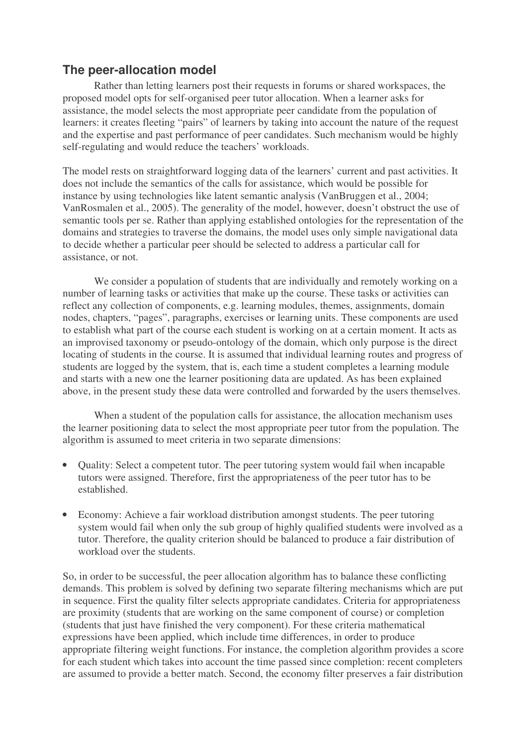## The peer-allocation model

Rather than letting learners post their requests in forums or shared workspaces, the proposed model opts for self-organised peer tutor allocation. When a learner asks for assistance, the model selects the most appropriate peer candidate from the population of learners: it creates fleeting "pairs" of learners by taking into account the nature of the request and the expertise and past performance of peer candidates. Such mechanism would be highly self-regulating and would reduce the teachers' workloads.

The model rests on straightforward logging data of the learners' current and past activities. It does not include the semantics of the calls for assistance, which would be possible for instance by using technologies like latent semantic analysis (VanBruggen et al., 2004; VanRosmalen et al., 2005). The generality of the model, however, doesn't obstruct the use of semantic tools per se. Rather than applying established ontologies for the representation of the domains and strategies to traverse the domains, the model uses only simple navigational data to decide whether a particular peer should be selected to address a particular call for assistance, or not.

We consider a population of students that are individually and remotely working on a number of learning tasks or activities that make up the course. These tasks or activities can reflect any collection of components, e.g. learning modules, themes, assignments, domain nodes, chapters, "pages", paragraphs, exercises or learning units. These components are used to establish what part of the course each student is working on at a certain moment. It acts as an improvised taxonomy or pseudo-ontology of the domain, which only purpose is the direct locating of students in the course. It is assumed that individual learning routes and progress of students are logged by the system, that is, each time a student completes a learning module and starts with a new one the learner positioning data are updated. As has been explained above, in the present study these data were controlled and forwarded by the users themselves.

When a student of the population calls for assistance, the allocation mechanism uses the learner positioning data to select the most appropriate peer tutor from the population. The algorithm is assumed to meet criteria in two separate dimensions:

- Quality: Select a competent tutor. The peer tutoring system would fail when incapable tutors were assigned. Therefore, first the appropriateness of the peer tutor has to be established.
- Economy: Achieve a fair workload distribution amongst students. The peer tutoring system would fail when only the sub group of highly qualified students were involved as a tutor. Therefore, the quality criterion should be balanced to produce a fair distribution of workload over the students.

So, in order to be successful, the peer allocation algorithm has to balance these conflicting demands. This problem is solved by defining two separate filtering mechanisms which are put in sequence. First the quality filter selects appropriate candidates. Criteria for appropriateness are proximity (students that are working on the same component of course) or completion (students that just have finished the very component). For these criteria mathematical expressions have been applied, which include time differences, in order to produce appropriate filtering weight functions. For instance, the completion algorithm provides a score for each student which takes into account the time passed since completion: recent completers are assumed to provide a better match. Second, the economy filter preserves a fair distribution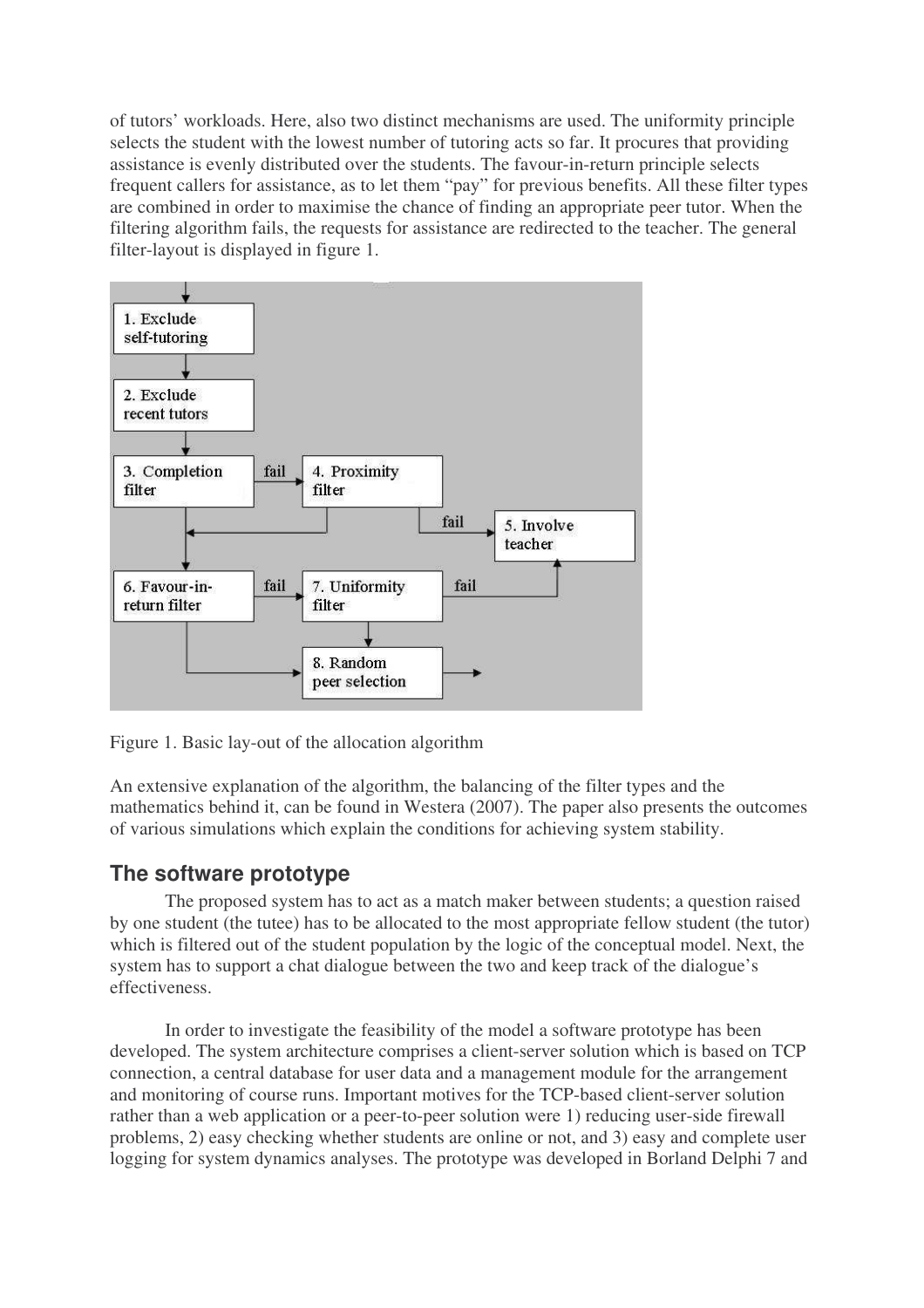of tutors' workloads. Here, also two distinct mechanisms are used. The uniformity principle selects the student with the lowest number of tutoring acts so far. It procures that providing assistance is evenly distributed over the students. The favour-in-return principle selects frequent callers for assistance, as to let them "pay" for previous benefits. All these filter types are combined in order to maximise the chance of finding an appropriate peer tutor. When the filtering algorithm fails, the requests for assistance are redirected to the teacher. The general filter-layout is displayed in figure 1.

Figure 1. Basic lay-out of the allocation algorithm

An extensive explanation of the algorithm, the balancing of the filter types and the mathematics behind it, can be found in Westera (2007). The paper also presents the outcomes of various simulations which explain the conditions for achieving system stability.

## The software prototype

The proposed system has to act as a match maker between students; a question raised by one student (the tutee) has to be allocated to the most appropriate fellow student (the tutor) which is filtered out of the student population by the logic of the conceptual model. Next, the system has to support a chat dialogue between the two and keep track of the dialogue's effectiveness.

In order to investigate the feasibility of the model a software prototype has been developed. The system architecture comprises a client-server solution which is based on TCP connection, a central database for user data and a management module for the arrangement and monitoring of course runs. Important motives for the TCP-based client-server solution rather than a web application or a peer-to-peer solution were 1) reducing user-side firewall problems, 2) easy checking whether students are online or not, and 3) easy and complete user logging for system dynamics analyses. The prototype was developed in Borland Delphi 7 and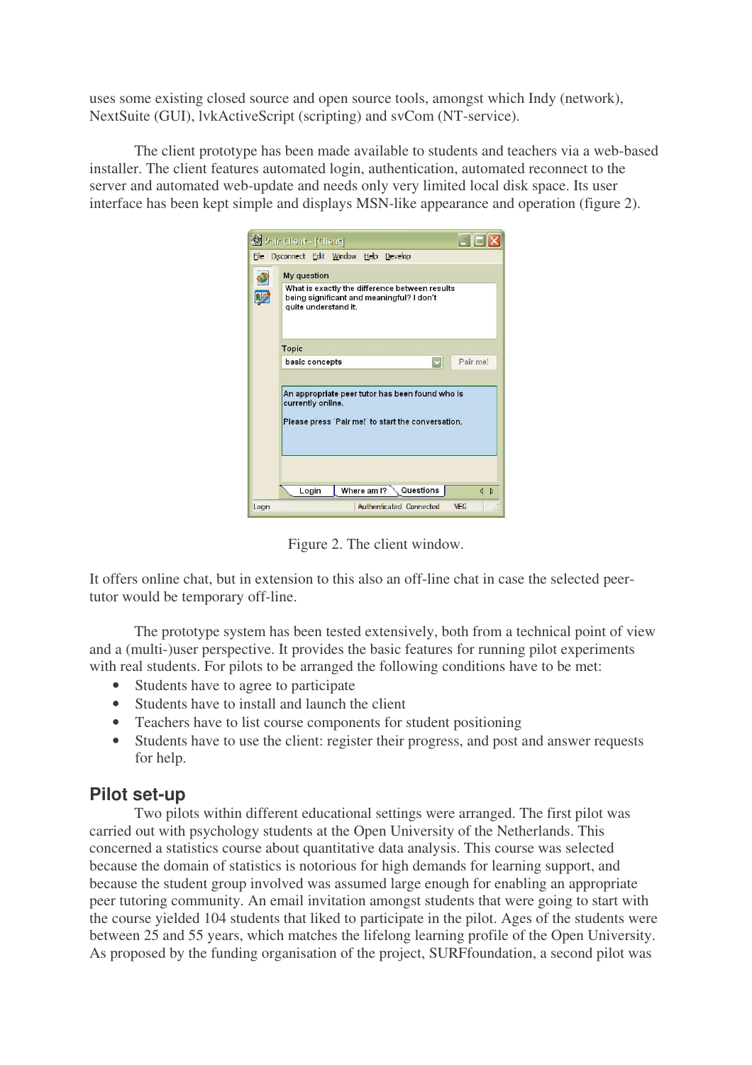uses some existing closed source and open source tools, amongst which Indy (network), NextSuite (GUI), lvkActiveScript (scripting) and svCom (NT-service).

The client prototype has been made available to students and teachers via a web-based installer. The client features automated login, authentication, automated reconnect to the server and automated web-update and needs only very limited local disk space. Its user interface has been kept simple and displays MSN-like appearance and operation (figure 2).

Figure 2. The client window.

It offers online chat, but in extension to this also an off-line chat in case the selected peer-tutor would be temporary off-line.

The prototype system has been tested extensively, both from a technical point of view and a (multi-)user perspective. It provides the basic features for running pilot experiments with real students. For pilots to be arranged the following conditions have to be met:

- Students have to agree to participate
- Students have to install and launch the client
- Teachers have to list course components for student positioning
- Students have to use the client: register their progress, and post and answer requests for help.

## Pilot set-up

Two pilots within different educational settings were arranged. The first pilot was carried out with psychology students at the Open University of the Netherlands. This concerned a statistics course about quantitative data analysis. This course was selected because the domain of statistics is notorious for high demands for learning support, and because the student group involved was assumed large enough for enabling an appropriate peer tutoring community. An email invitation amongst students that were going to start with the course yielded 104 students that liked to participate in the pilot. Ages of the students were between 25 and 55 years, which matches the lifelong learning profile of the Open University. As proposed by the funding organisation of the project, SURFfoundation, a second pilot was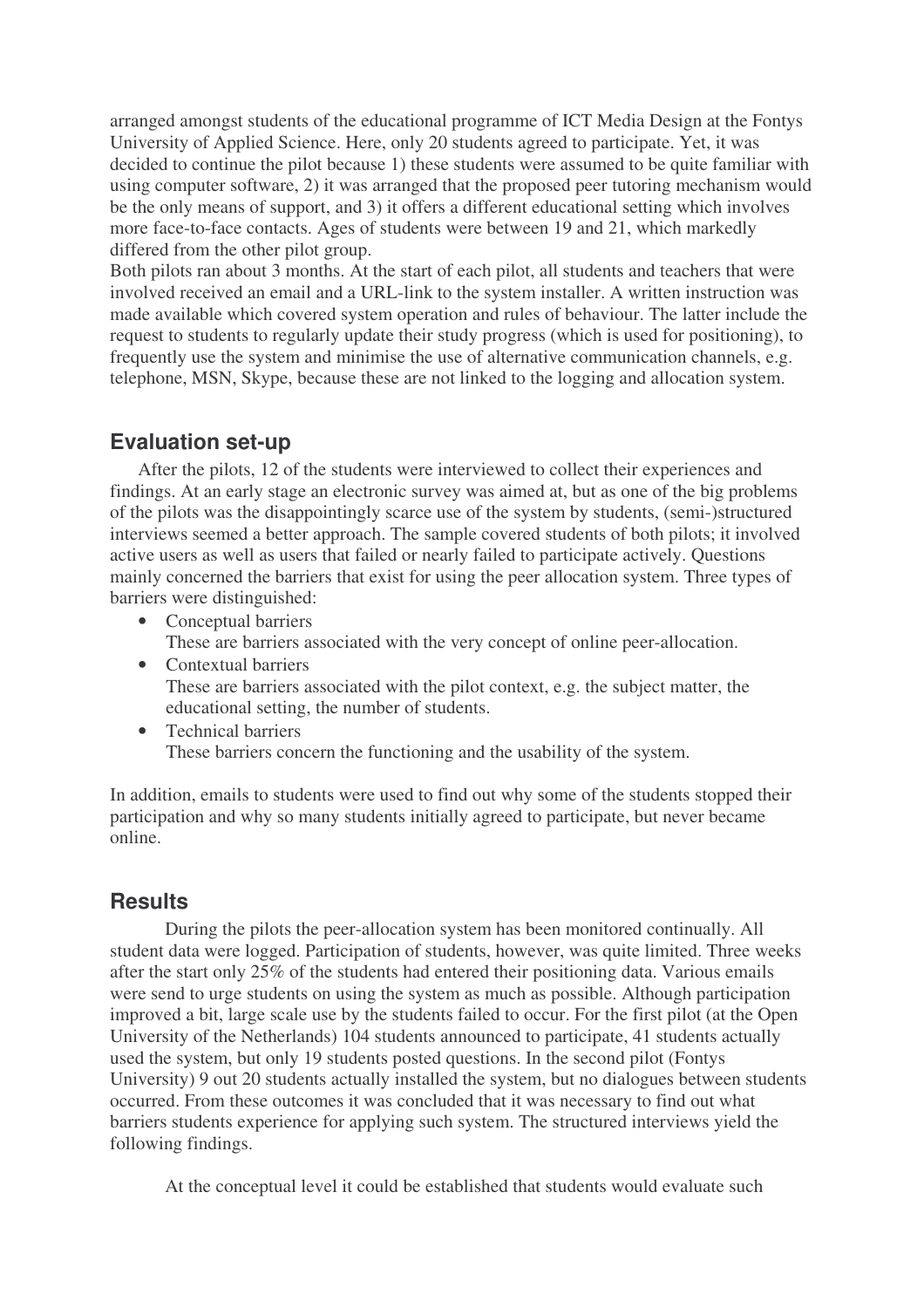arranged amongst students of the educational programme of ICT Media Design at the Fontys University of Applied Science. Here, only 20 students agreed to participate. Yet, it was decided to continue the pilot because 1) these students were assumed to be quite familiar with using computer software, 2) it was arranged that the proposed peer tutoring mechanism would be the only means of support, and 3) it offers a different educational setting which involves more face-to-face contacts. Ages of students were between 19 and 21, which markedly differed from the other pilot group.
Both pilots ran about 3 months. At the start of each pilot, all students and teachers that were involved received an email and a URL-link to the system installer. A written instruction was made available which covered system operation and rules of behaviour. The latter include the request to students to regularly update their study progress (which is used for positioning), to frequently use the system and minimise the use of alternative communication channels, e.g. telephone, MSN, Skype, because these are not linked to the logging and allocation system.

## Evaluation set-up

After the pilots, 12 of the students were interviewed to collect their experiences and findings. At an early stage an electronic survey was aimed at, but as one of the big problems of the pilots was the disappointingly scarce use of the system by students, (semi-)structured interviews seemed a better approach. The sample covered students of both pilots; it involved active users as well as users that failed or nearly failed to participate actively. Questions mainly concerned the barriers that exist for using the peer allocation system. Three types of barriers were distinguished:

- Conceptual barriers
  These are barriers associated with the very concept of online peer-allocation.
- Contextual barriers
  These are barriers associated with the pilot context, e.g. the subject matter, the educational setting, the number of students.
- Technical barriers
  These barriers concern the functioning and the usability of the system.

In addition, emails to students were used to find out why some of the students stopped their participation and why so many students initially agreed to participate, but never became online.

## Results

During the pilots the peer-allocation system has been monitored continually. All student data were logged. Participation of students, however, was quite limited. Three weeks after the start only 25% of the students had entered their positioning data. Various emails were send to urge students on using the system as much as possible. Although participation improved a bit, large scale use by the students failed to occur. For the first pilot (at the Open University of the Netherlands) 104 students announced to participate, 41 students actually used the system, but only 19 students posted questions. In the second pilot (Fontys University) 9 out 20 students actually installed the system, but no dialogues between students occurred. From these outcomes it was concluded that it was necessary to find out what barriers students experience for applying such system. The structured interviews yield the following findings.

At the conceptual level it could be established that students would evaluate such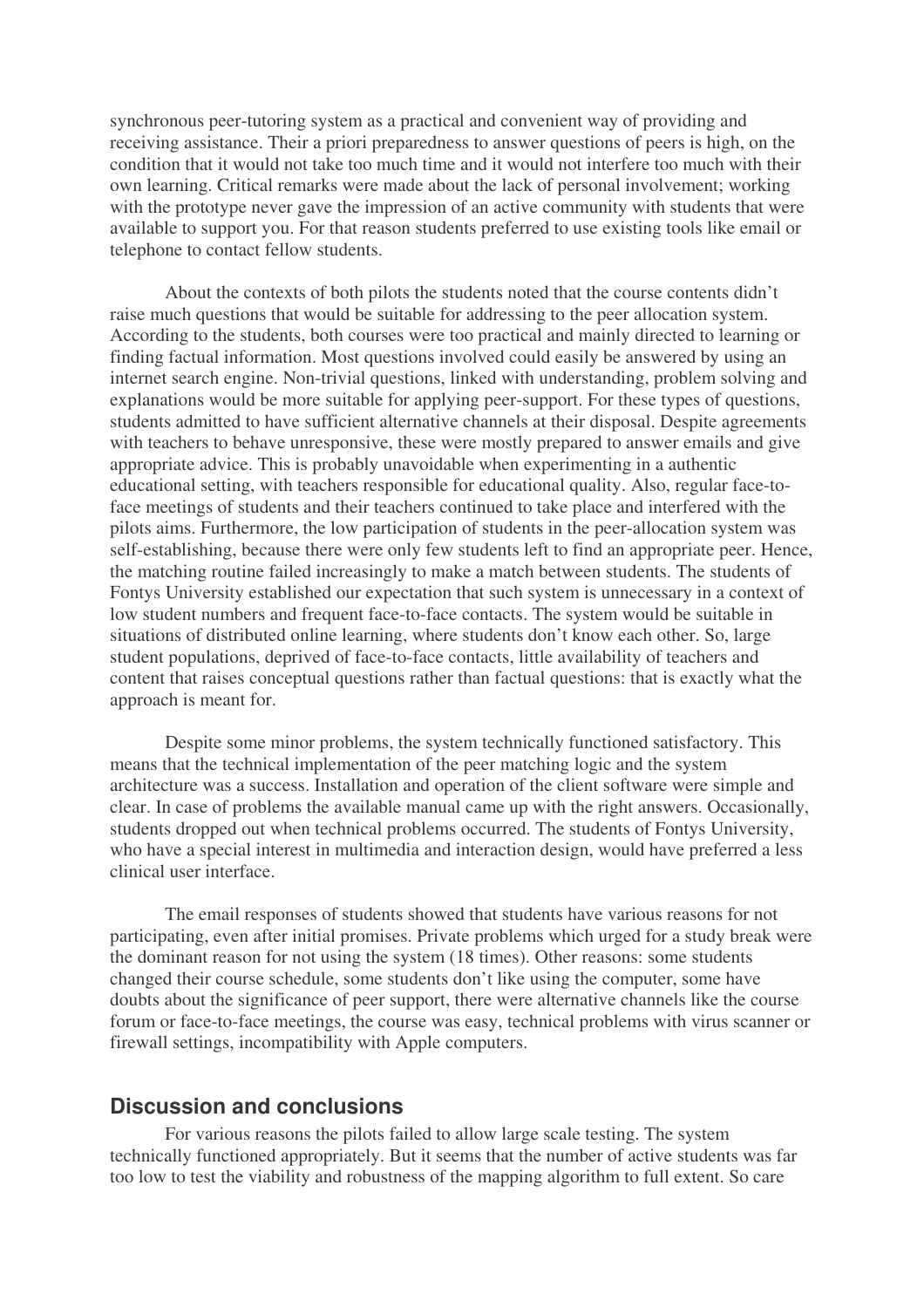synchronous peer-tutoring system as a practical and convenient way of providing and receiving assistance. Their a priori preparedness to answer questions of peers is high, on the condition that it would not take too much time and it would not interfere too much with their own learning. Critical remarks were made about the lack of personal involvement; working with the prototype never gave the impression of an active community with students that were available to support you. For that reason students preferred to use existing tools like email or telephone to contact fellow students.

About the contexts of both pilots the students noted that the course contents didn't raise much questions that would be suitable for addressing to the peer allocation system. According to the students, both courses were too practical and mainly directed to learning or finding factual information. Most questions involved could easily be answered by using an internet search engine. Non-trivial questions, linked with understanding, problem solving and explanations would be more suitable for applying peer-support. For these types of questions, students admitted to have sufficient alternative channels at their disposal. Despite agreements with teachers to behave unresponsive, these were mostly prepared to answer emails and give appropriate advice. This is probably unavoidable when experimenting in a authentic educational setting, with teachers responsible for educational quality. Also, regular face-to-face meetings of students and their teachers continued to take place and interfered with the pilots aims. Furthermore, the low participation of students in the peer-allocation system was self-establishing, because there were only few students left to find an appropriate peer. Hence, the matching routine failed increasingly to make a match between students. The students of Fontys University established our expectation that such system is unnecessary in a context of low student numbers and frequent face-to-face contacts. The system would be suitable in situations of distributed online learning, where students don't know each other. So, large student populations, deprived of face-to-face contacts, little availability of teachers and content that raises conceptual questions rather than factual questions: that is exactly what the approach is meant for.

Despite some minor problems, the system technically functioned satisfactory. This means that the technical implementation of the peer matching logic and the system architecture was a success. Installation and operation of the client software were simple and clear. In case of problems the available manual came up with the right answers. Occasionally, students dropped out when technical problems occurred. The students of Fontys University, who have a special interest in multimedia and interaction design, would have preferred a less clinical user interface.

The email responses of students showed that students have various reasons for not participating, even after initial promises. Private problems which urged for a study break were the dominant reason for not using the system (18 times). Other reasons: some students changed their course schedule, some students don't like using the computer, some have doubts about the significance of peer support, there were alternative channels like the course forum or face-to-face meetings, the course was easy, technical problems with virus scanner or firewall settings, incompatibility with Apple computers.

## Discussion and conclusions

For various reasons the pilots failed to allow large scale testing. The system technically functioned appropriately. But it seems that the number of active students was far too low to test the viability and robustness of the mapping algorithm to full extent. So care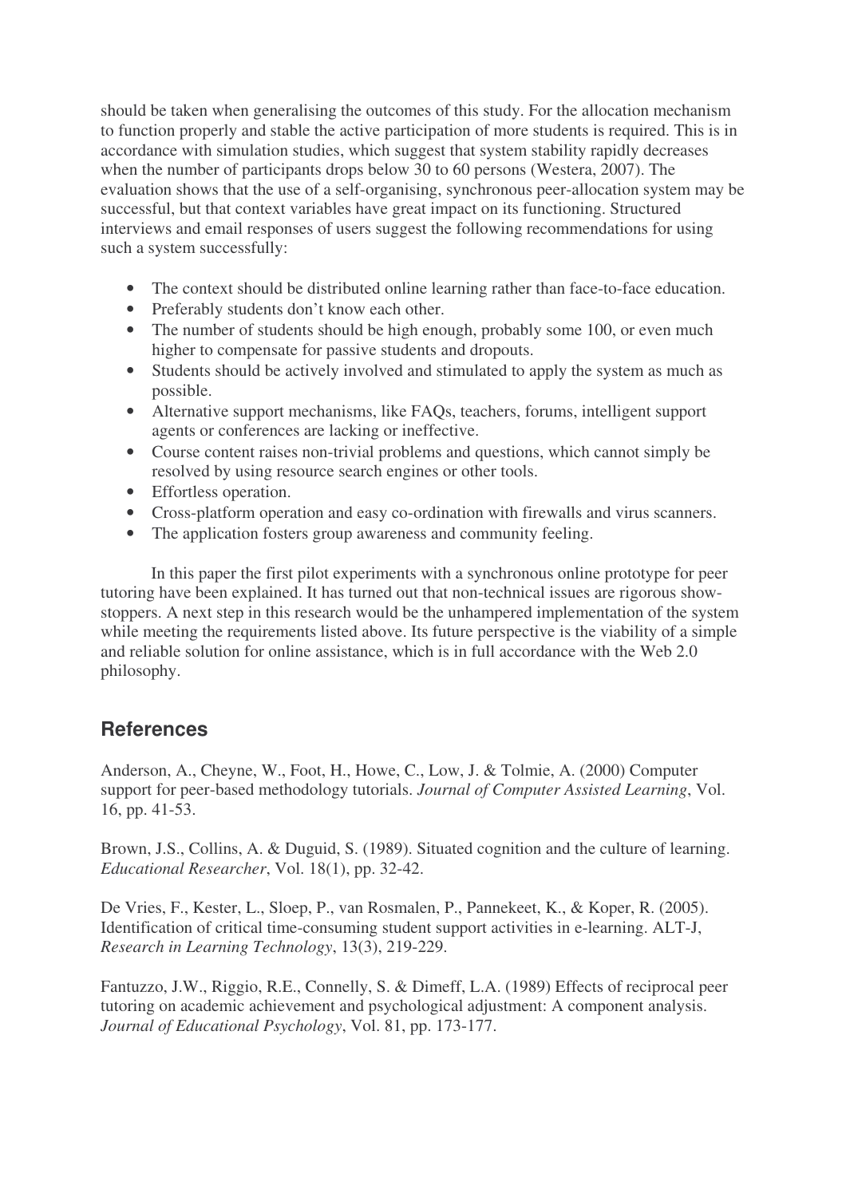should be taken when generalising the outcomes of this study. For the allocation mechanism to function properly and stable the active participation of more students is required. This is in accordance with simulation studies, which suggest that system stability rapidly decreases when the number of participants drops below 30 to 60 persons (Westera, 2007). The evaluation shows that the use of a self-organising, synchronous peer-allocation system may be successful, but that context variables have great impact on its functioning. Structured interviews and email responses of users suggest the following recommendations for using such a system successfully:

- The context should be distributed online learning rather than face-to-face education.
- Preferably students don't know each other.
- The number of students should be high enough, probably some 100, or even much higher to compensate for passive students and dropouts.
- Students should be actively involved and stimulated to apply the system as much as possible.
- Alternative support mechanisms, like FAQs, teachers, forums, intelligent support agents or conferences are lacking or ineffective.
- Course content raises non-trivial problems and questions, which cannot simply be resolved by using resource search engines or other tools.
- Effortless operation.
- Cross-platform operation and easy co-ordination with firewalls and virus scanners.
- The application fosters group awareness and community feeling.

In this paper the first pilot experiments with a synchronous online prototype for peer tutoring have been explained. It has turned out that non-technical issues are rigorous show-stoppers. A next step in this research would be the unhampered implementation of the system while meeting the requirements listed above. Its future perspective is the viability of a simple and reliable solution for online assistance, which is in full accordance with the Web 2.0 philosophy.

## References

Anderson, A., Cheyne, W., Foot, H., Howe, C., Low, J. & Tolmie, A. (2000) Computer support for peer-based methodology tutorials. *Journal of Computer Assisted Learning*, Vol. 16, pp. 41-53.

Brown, J.S., Collins, A. & Duguid, S. (1989). Situated cognition and the culture of learning. *Educational Researcher*, Vol. 18(1), pp. 32-42.

De Vries, F., Kester, L., Sloep, P., van Rosmalen, P., Pannekeet, K., & Koper, R. (2005). Identification of critical time-consuming student support activities in e-learning. ALT-J, *Research in Learning Technology*, 13(3), 219-229.

Fantuzzo, J.W., Riggio, R.E., Connelly, S. & Dimeff, L.A. (1989) Effects of reciprocal peer tutoring on academic achievement and psychological adjustment: A component analysis. *Journal of Educational Psychology*, Vol. 81, pp. 173-177.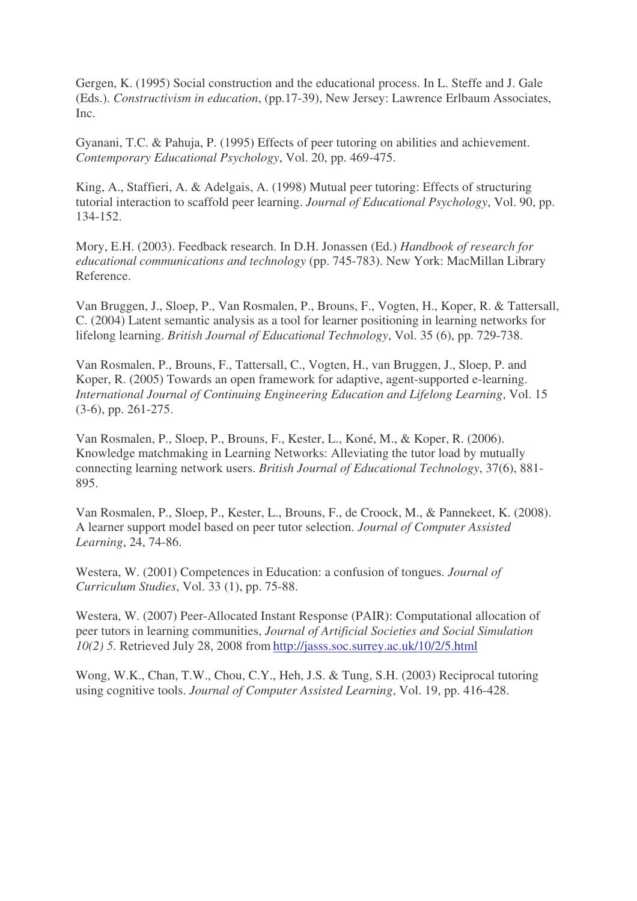Gergen, K. (1995) Social construction and the educational process. In L. Steffe and J. Gale (Eds.). *Constructivism in education*, (pp.17-39), New Jersey: Lawrence Erlbaum Associates, Inc.

Gyanani, T.C. & Pahuja, P. (1995) Effects of peer tutoring on abilities and achievement. *Contemporary Educational Psychology*, Vol. 20, pp. 469-475.

King, A., Staffieri, A. & Adelgais, A. (1998) Mutual peer tutoring: Effects of structuring tutorial interaction to scaffold peer learning. *Journal of Educational Psychology*, Vol. 90, pp. 134-152.

Mory, E.H. (2003). Feedback research. In D.H. Jonassen (Ed.) *Handbook of research for educational communications and technology* (pp. 745-783). New York: MacMillan Library Reference.

Van Bruggen, J., Sloep, P., Van Rosmalen, P., Brouns, F., Vogten, H., Koper, R. & Tattersall, C. (2004) Latent semantic analysis as a tool for learner positioning in learning networks for lifelong learning. *British Journal of Educational Technology*, Vol. 35 (6), pp. 729-738.

Van Rosmalen, P., Brouns, F., Tattersall, C., Vogten, H., van Bruggen, J., Sloep, P. and Koper, R. (2005) Towards an open framework for adaptive, agent-supported e-learning. *International Journal of Continuing Engineering Education and Lifelong Learning*, Vol. 15 (3-6), pp. 261-275.

Van Rosmalen, P., Sloep, P., Brouns, F., Kester, L., Koné, M., & Koper, R. (2006). Knowledge matchmaking in Learning Networks: Alleviating the tutor load by mutually connecting learning network users. *British Journal of Educational Technology*, 37(6), 881-895.

Van Rosmalen, P., Sloep, P., Kester, L., Brouns, F., de Croock, M., & Pannekeet, K. (2008). A learner support model based on peer tutor selection. *Journal of Computer Assisted Learning*, 24, 74-86.

Westera, W. (2001) Competences in Education: a confusion of tongues. *Journal of Curriculum Studies*, Vol. 33 (1), pp. 75-88.

Westera, W. (2007) Peer-Allocated Instant Response (PAIR): Computational allocation of peer tutors in learning communities, *Journal of Artificial Societies and Social Simulation 10(2) 5*. Retrieved July 28, 2008 from http://jasss.soc.surrey.ac.uk/10/2/5.html

Wong, W.K., Chan, T.W., Chou, C.Y., Heh, J.S. & Tung, S.H. (2003) Reciprocal tutoring using cognitive tools. *Journal of Computer Assisted Learning*, Vol. 19, pp. 416-428.